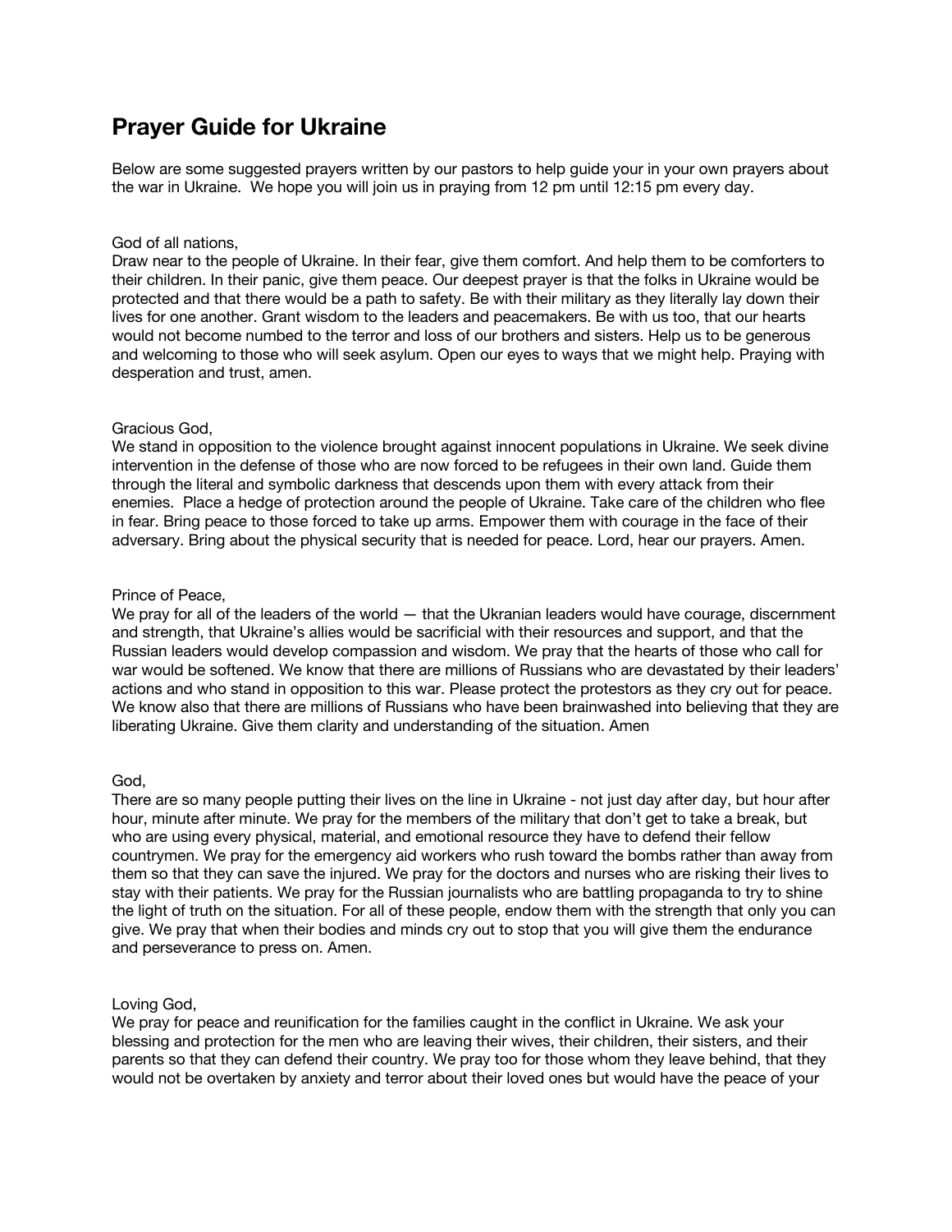# Prayer Guide for Ukraine

Below are some suggested prayers written by our pastors to help guide your in your own prayers about the war in Ukraine. We hope you will join us in praying from 12 pm until 12:15 pm every day.

God of all nations,
Draw near to the people of Ukraine. In their fear, give them comfort. And help them to be comforters to their children. In their panic, give them peace. Our deepest prayer is that the folks in Ukraine would be protected and that there would be a path to safety. Be with their military as they literally lay down their lives for one another. Grant wisdom to the leaders and peacemakers. Be with us too, that our hearts would not become numbed to the terror and loss of our brothers and sisters. Help us to be generous and welcoming to those who will seek asylum. Open our eyes to ways that we might help. Praying with desperation and trust, amen.

Gracious God,
We stand in opposition to the violence brought against innocent populations in Ukraine. We seek divine intervention in the defense of those who are now forced to be refugees in their own land. Guide them through the literal and symbolic darkness that descends upon them with every attack from their enemies. Place a hedge of protection around the people of Ukraine. Take care of the children who flee in fear. Bring peace to those forced to take up arms. Empower them with courage in the face of their adversary. Bring about the physical security that is needed for peace. Lord, hear our prayers. Amen.

Prince of Peace,
We pray for all of the leaders of the world — that the Ukranian leaders would have courage, discernment and strength, that Ukraine's allies would be sacrificial with their resources and support, and that the Russian leaders would develop compassion and wisdom. We pray that the hearts of those who call for war would be softened. We know that there are millions of Russians who are devastated by their leaders' actions and who stand in opposition to this war. Please protect the protestors as they cry out for peace. We know also that there are millions of Russians who have been brainwashed into believing that they are liberating Ukraine. Give them clarity and understanding of the situation. Amen

God,
There are so many people putting their lives on the line in Ukraine - not just day after day, but hour after hour, minute after minute. We pray for the members of the military that don't get to take a break, but who are using every physical, material, and emotional resource they have to defend their fellow countrymen. We pray for the emergency aid workers who rush toward the bombs rather than away from them so that they can save the injured. We pray for the doctors and nurses who are risking their lives to stay with their patients. We pray for the Russian journalists who are battling propaganda to try to shine the light of truth on the situation. For all of these people, endow them with the strength that only you can give. We pray that when their bodies and minds cry out to stop that you will give them the endurance and perseverance to press on. Amen.

Loving God,
We pray for peace and reunification for the families caught in the conflict in Ukraine. We ask your blessing and protection for the men who are leaving their wives, their children, their sisters, and their parents so that they can defend their country. We pray too for those whom they leave behind, that they would not be overtaken by anxiety and terror about their loved ones but would have the peace of your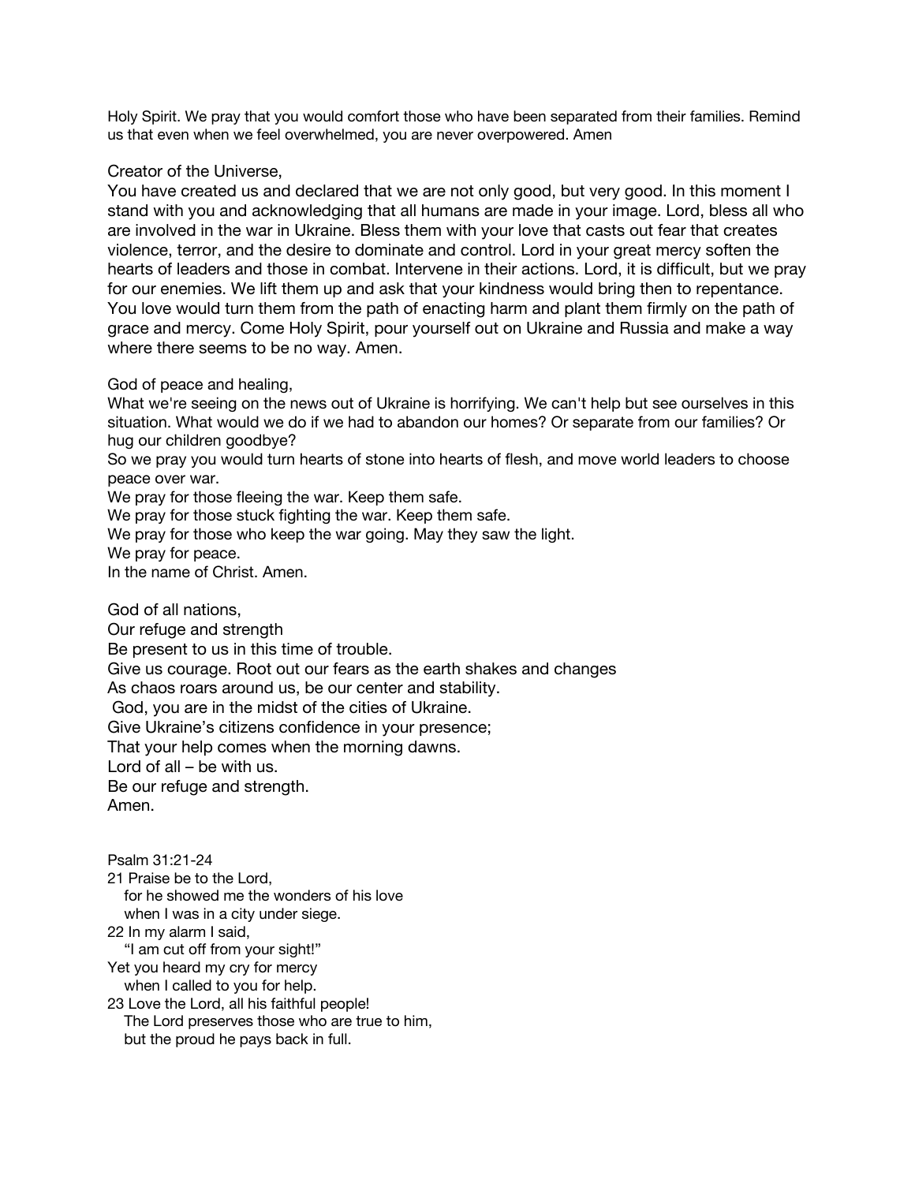Holy Spirit. We pray that you would comfort those who have been separated from their families. Remind us that even when we feel overwhelmed, you are never overpowered. Amen

Creator of the Universe,
You have created us and declared that we are not only good, but very good. In this moment I stand with you and acknowledging that all humans are made in your image. Lord, bless all who are involved in the war in Ukraine. Bless them with your love that casts out fear that creates violence, terror, and the desire to dominate and control. Lord in your great mercy soften the hearts of leaders and those in combat. Intervene in their actions. Lord, it is difficult, but we pray for our enemies. We lift them up and ask that your kindness would bring then to repentance. You love would turn them from the path of enacting harm and plant them firmly on the path of grace and mercy. Come Holy Spirit, pour yourself out on Ukraine and Russia and make a way where there seems to be no way. Amen.

God of peace and healing,
What we're seeing on the news out of Ukraine is horrifying. We can't help but see ourselves in this situation. What would we do if we had to abandon our homes? Or separate from our families? Or hug our children goodbye?
So we pray you would turn hearts of stone into hearts of flesh, and move world leaders to choose peace over war.
We pray for those fleeing the war. Keep them safe.
We pray for those stuck fighting the war. Keep them safe.
We pray for those who keep the war going. May they saw the light.
We pray for peace.
In the name of Christ. Amen.

God of all nations,
Our refuge and strength
Be present to us in this time of trouble.
Give us courage. Root out our fears as the earth shakes and changes
As chaos roars around us, be our center and stability.
God, you are in the midst of the cities of Ukraine.
Give Ukraine's citizens confidence in your presence;
That your help comes when the morning dawns.
Lord of all – be with us.
Be our refuge and strength.
Amen.

Psalm 31:21-24
21 Praise be to the Lord,
 for he showed me the wonders of his love
 when I was in a city under siege.
22 In my alarm I said,
 "I am cut off from your sight!"
Yet you heard my cry for mercy
 when I called to you for help.
23 Love the Lord, all his faithful people!
 The Lord preserves those who are true to him,
 but the proud he pays back in full.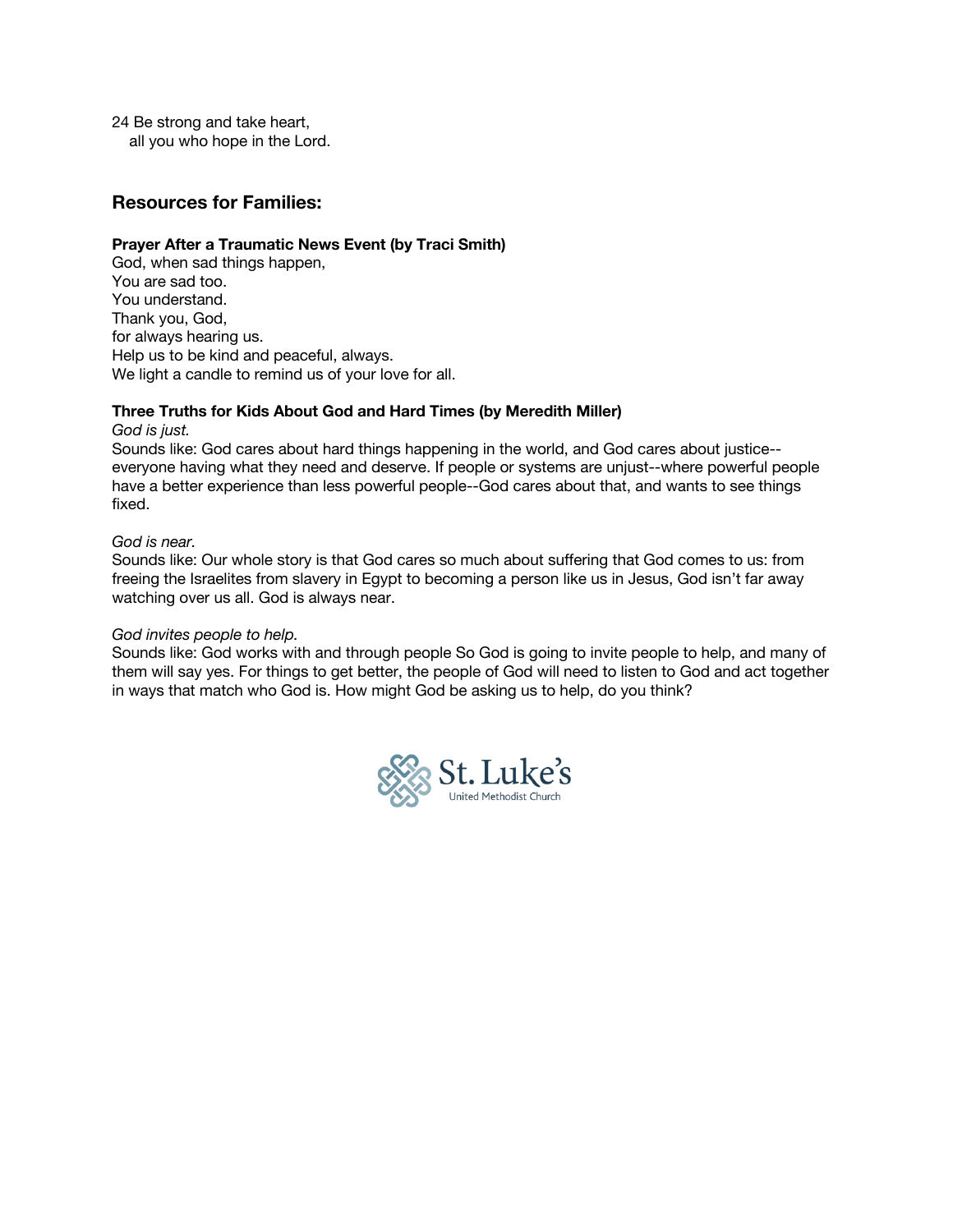24 Be strong and take heart,
all you who hope in the Lord.

## Resources for Families:

**Prayer After a Traumatic News Event (by Traci Smith)**
God, when sad things happen,
You are sad too.
You understand.
Thank you, God,
for always hearing us.
Help us to be kind and peaceful, always.
We light a candle to remind us of your love for all.

**Three Truths for Kids About God and Hard Times (by Meredith Miller)**
*God is just.*
Sounds like: God cares about hard things happening in the world, and God cares about justice--everyone having what they need and deserve. If people or systems are unjust--where powerful people have a better experience than less powerful people--God cares about that, and wants to see things fixed.

*God is near.*
Sounds like: Our whole story is that God cares so much about suffering that God comes to us: from freeing the Israelites from slavery in Egypt to becoming a person like us in Jesus, God isn't far away watching over us all. God is always near.

*God invites people to help.*
Sounds like: God works with and through people So God is going to invite people to help, and many of them will say yes. For things to get better, the people of God will need to listen to God and act together in ways that match who God is. How might God be asking us to help, do you think?

St. Luke's
United Methodist Church